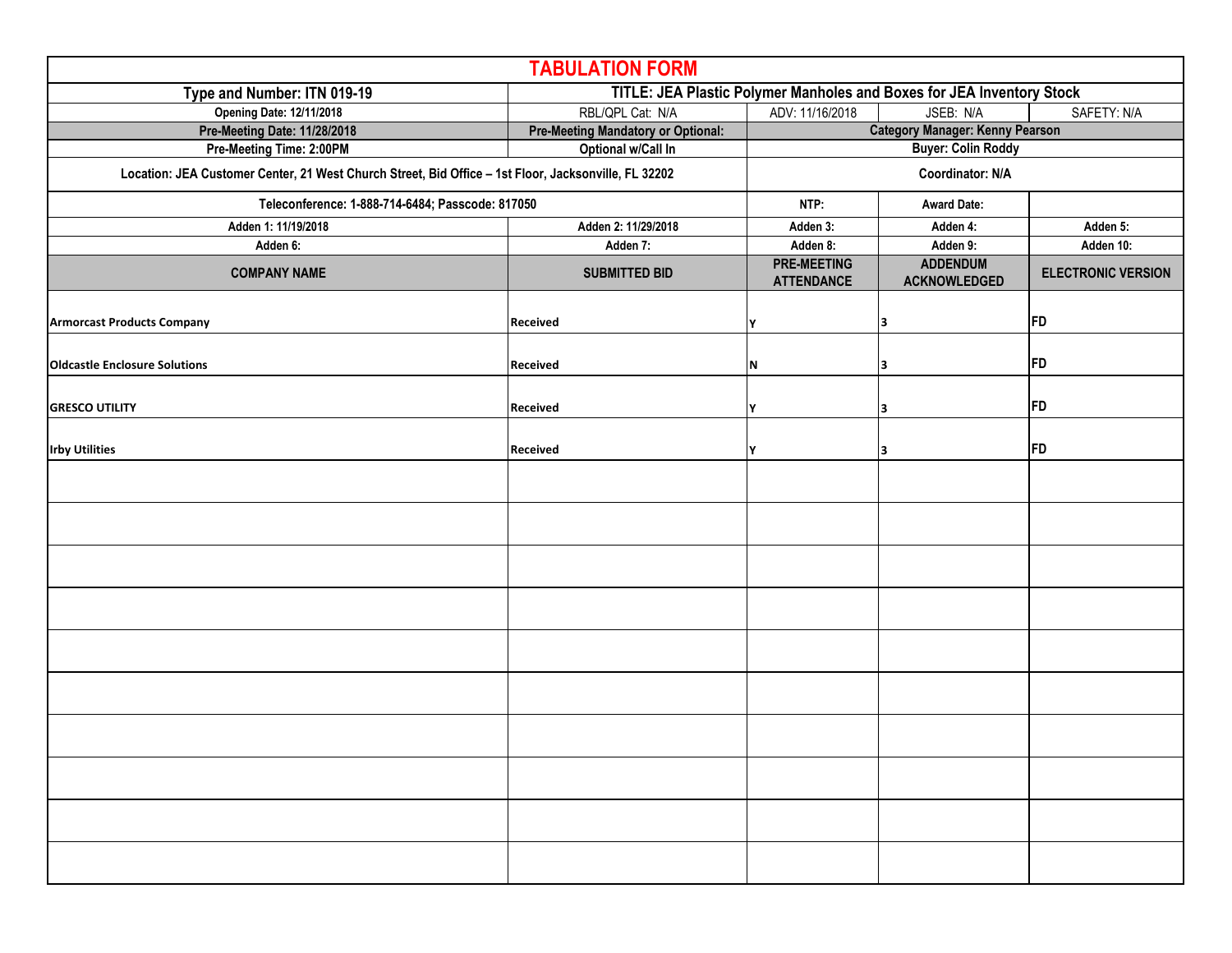# TABULATION FORM

| Type and Number: ITN 019-19 | TITLE: JEA Plastic Polymer Manholes and Boxes for JEA Inventory Stock | | | |
|---|---|---|---|---|
| Opening Date: 12/11/2018 | RBL/QPL Cat: N/A | ADV: 11/16/2018 | JSEB: N/A | SAFETY: N/A |
| Pre-Meeting Date: 11/28/2018 | Pre-Meeting Mandatory or Optional: | Category Manager: Kenny Pearson | | |
| Pre-Meeting Time: 2:00PM | Optional w/Call In | Buyer: Colin Roddy | | |
| Location: JEA Customer Center, 21 West Church Street, Bid Office – 1st Floor, Jacksonville, FL 32202 | | Coordinator: N/A | | |
| Teleconference: 1-888-714-6484; Passcode: 817050 | | NTP: | Award Date: | |
| Adden 1: 11/19/2018 | Adden 2: 11/29/2018 | Adden 3: | Adden 4: | Adden 5: |
| Adden 6: | Adden 7: | Adden 8: | Adden 9: | Adden 10: |
| **COMPANY NAME** | **SUBMITTED BID** | **PRE-MEETING ATTENDANCE** | **ADDENDUM ACKNOWLEDGED** | **ELECTRONIC VERSION** |
| Armorcast Products Company | Received | Y | 3 | FD |
| Oldcastle Enclosure Solutions | Received | N | 3 | FD |
| GRESCO UTILITY | Received | Y | 3 | FD |
| Irby Utilities | Received | Y | 3 | FD |
| | | | | |
| | | | | |
| | | | | |
| | | | | |
| | | | | |
| | | | | |
| | | | | |
| | | | | |
| | | | | |
| | | | | |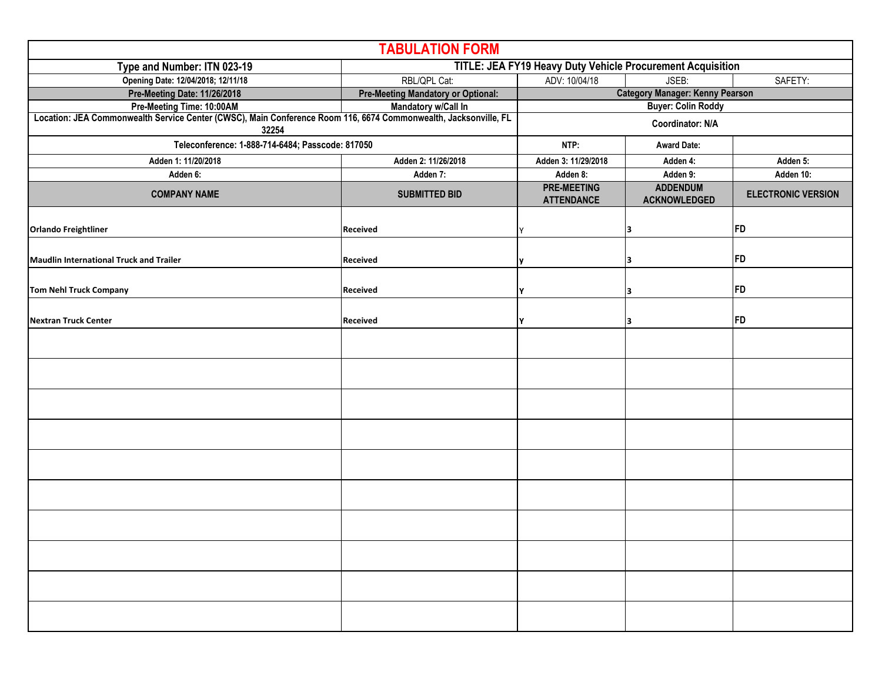# TABULATION FORM

| Type and Number: ITN 023-19 | TITLE: JEA FY19 Heavy Duty Vehicle Procurement Acquisition | | | |
|---|---|---|---|---|
| Opening Date: 12/04/2018; 12/11/18 | RBL/QPL Cat: | ADV: 10/04/18 | JSEB: | SAFETY: |
| Pre-Meeting Date: 11/26/2018 | Pre-Meeting Mandatory or Optional: | Category Manager: Kenny Pearson | | |
| Pre-Meeting Time: 10:00AM | Mandatory w/Call In | Buyer: Colin Roddy | | |
| Location: JEA Commonwealth Service Center (CWSC), Main Conference Room 116, 6674 Commonwealth, Jacksonville, FL 32254 | | Coordinator: N/A | | |
| Teleconference: 1-888-714-6484; Passcode: 817050 | | NTP: | Award Date: | |
| Adden 1: 11/20/2018 | Adden 2: 11/26/2018 | Adden 3: 11/29/2018 | Adden 4: | Adden 5: |
| Adden 6: | Adden 7: | Adden 8: | Adden 9: | Adden 10: |
| **COMPANY NAME** | **SUBMITTED BID** | **PRE-MEETING ATTENDANCE** | **ADDENDUM ACKNOWLEDGED** | **ELECTRONIC VERSION** |
| Orlando Freightliner | Received | Y | 3 | FD |
| Maudlin International Truck and Trailer | Received | y | 3 | FD |
| Tom Nehl Truck Company | Received | Y | 3 | FD |
| Nextran Truck Center | Received | Y | 3 | FD |
| | | | | |
| | | | | |
| | | | | |
| | | | | |
| | | | | |
| | | | | |
| | | | | |
| | | | | |
| | | | | |
| | | | | |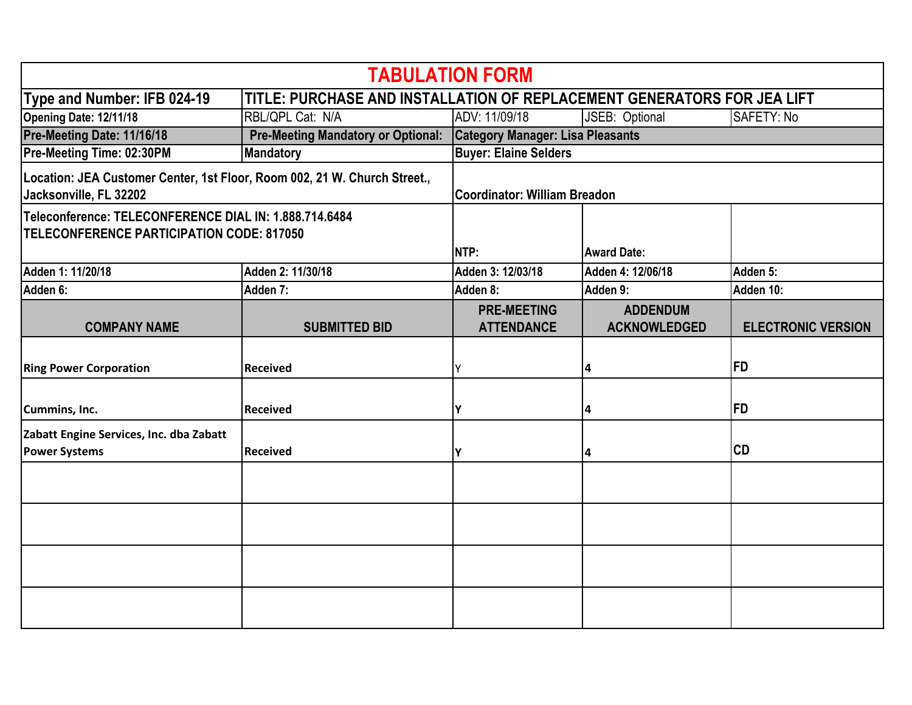# TABULATION FORM

| Type and Number: IFB 024-19 | TITLE: PURCHASE AND INSTALLATION OF REPLACEMENT GENERATORS FOR JEA LIFT | | | |
|---|---|---|---|---|
| Opening Date: 12/11/18 | RBL/QPL Cat: N/A | ADV: 11/09/18 | JSEB: Optional | SAFETY: No |
| Pre-Meeting Date: 11/16/18 | Pre-Meeting Mandatory or Optional: | Category Manager: Lisa Pleasants | | |
| Pre-Meeting Time: 02:30PM | Mandatory | Buyer: Elaine Selders | | |
| Location: JEA Customer Center, 1st Floor, Room 002, 21 W. Church Street., Jacksonville, FL 32202 | | Coordinator: William Breadon | | |
| Teleconference: TELECONFERENCE DIAL IN: 1.888.714.6484 TELECONFERENCE PARTICIPATION CODE: 817050 | | NTP: | Award Date: | |
| Adden 1: 11/20/18 | Adden 2: 11/30/18 | Adden 3: 12/03/18 | Adden 4: 12/06/18 | Adden 5: |
| Adden 6: | Adden 7: | Adden 8: | Adden 9: | Adden 10: |
| **COMPANY NAME** | **SUBMITTED BID** | **PRE-MEETING ATTENDANCE** | **ADDENDUM ACKNOWLEDGED** | **ELECTRONIC VERSION** |
| Ring Power Corporation | Received | Y | 4 | FD |
| Cummins, Inc. | Received | Y | 4 | FD |
| Zabatt Engine Services, Inc. dba Zabatt Power Systems | Received | Y | 4 | CD |
| | | | | |
| | | | | |
| | | | | |
| | | | | |